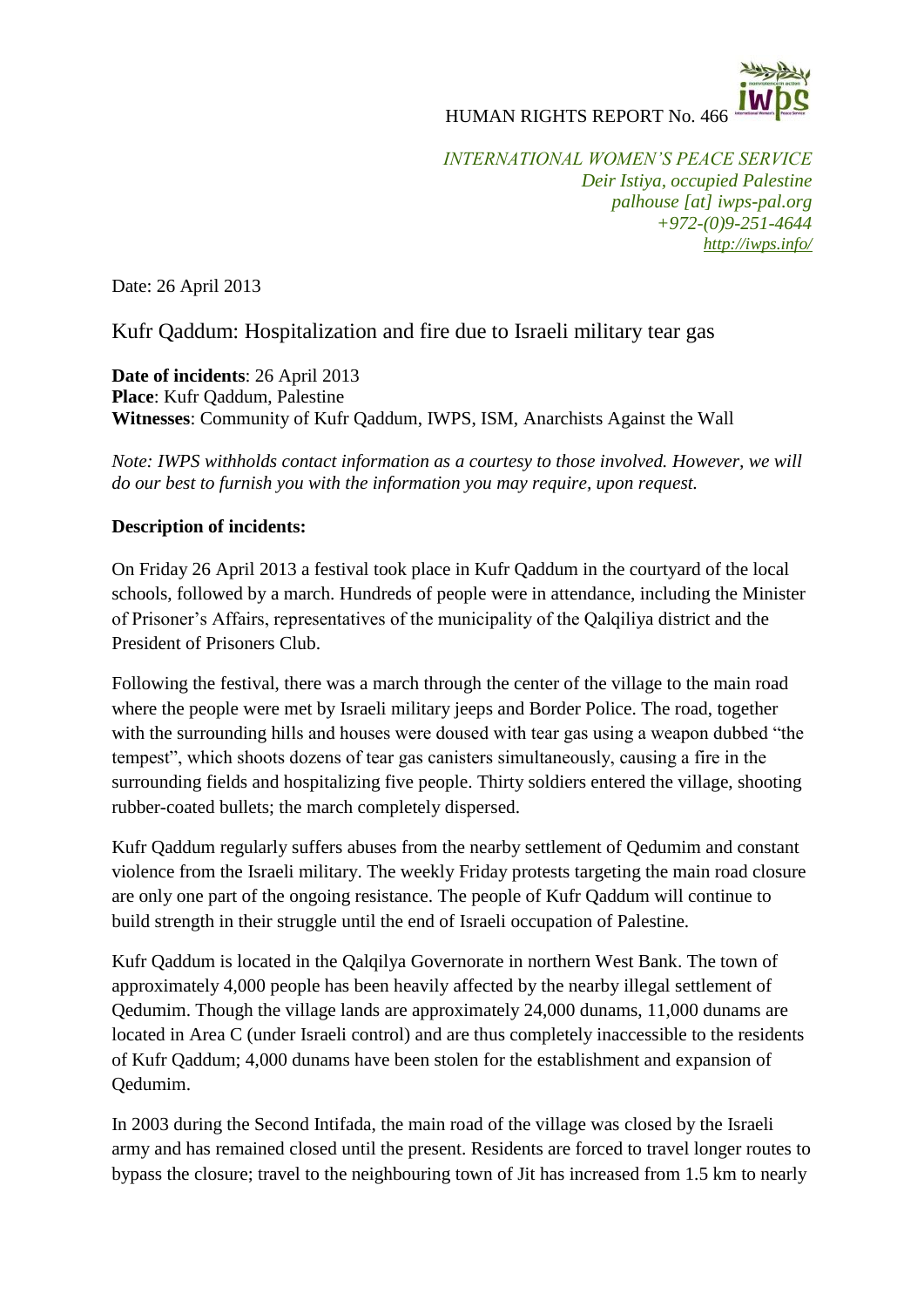HUMAN RIGHTS REPORT No. 466

*INTERNATIONAL WOMEN'S PEACE SERVICE*
*Deir Istiya, occupied Palestine*
*palhouse [at] iwps-pal.org*
*+972-(0)9-251-4644*
*http://iwps.info/*

Date: 26 April 2013

# Kufr Qaddum: Hospitalization and fire due to Israeli military tear gas

**Date of incidents**: 26 April 2013
**Place**: Kufr Qaddum, Palestine
**Witnesses**: Community of Kufr Qaddum, IWPS, ISM, Anarchists Against the Wall

*Note: IWPS withholds contact information as a courtesy to those involved. However, we will do our best to furnish you with the information you may require, upon request.*

**Description of incidents:**

On Friday 26 April 2013 a festival took place in Kufr Qaddum in the courtyard of the local schools, followed by a march. Hundreds of people were in attendance, including the Minister of Prisoner's Affairs, representatives of the municipality of the Qalqiliya district and the President of Prisoners Club.

Following the festival, there was a march through the center of the village to the main road where the people were met by Israeli military jeeps and Border Police. The road, together with the surrounding hills and houses were doused with tear gas using a weapon dubbed "the tempest", which shoots dozens of tear gas canisters simultaneously, causing a fire in the surrounding fields and hospitalizing five people. Thirty soldiers entered the village, shooting rubber-coated bullets; the march completely dispersed.

Kufr Qaddum regularly suffers abuses from the nearby settlement of Qedumim and constant violence from the Israeli military. The weekly Friday protests targeting the main road closure are only one part of the ongoing resistance. The people of Kufr Qaddum will continue to build strength in their struggle until the end of Israeli occupation of Palestine.

Kufr Qaddum is located in the Qalqilya Governorate in northern West Bank. The town of approximately 4,000 people has been heavily affected by the nearby illegal settlement of Qedumim. Though the village lands are approximately 24,000 dunams, 11,000 dunams are located in Area C (under Israeli control) and are thus completely inaccessible to the residents of Kufr Qaddum; 4,000 dunams have been stolen for the establishment and expansion of Qedumim.

In 2003 during the Second Intifada, the main road of the village was closed by the Israeli army and has remained closed until the present. Residents are forced to travel longer routes to bypass the closure; travel to the neighbouring town of Jit has increased from 1.5 km to nearly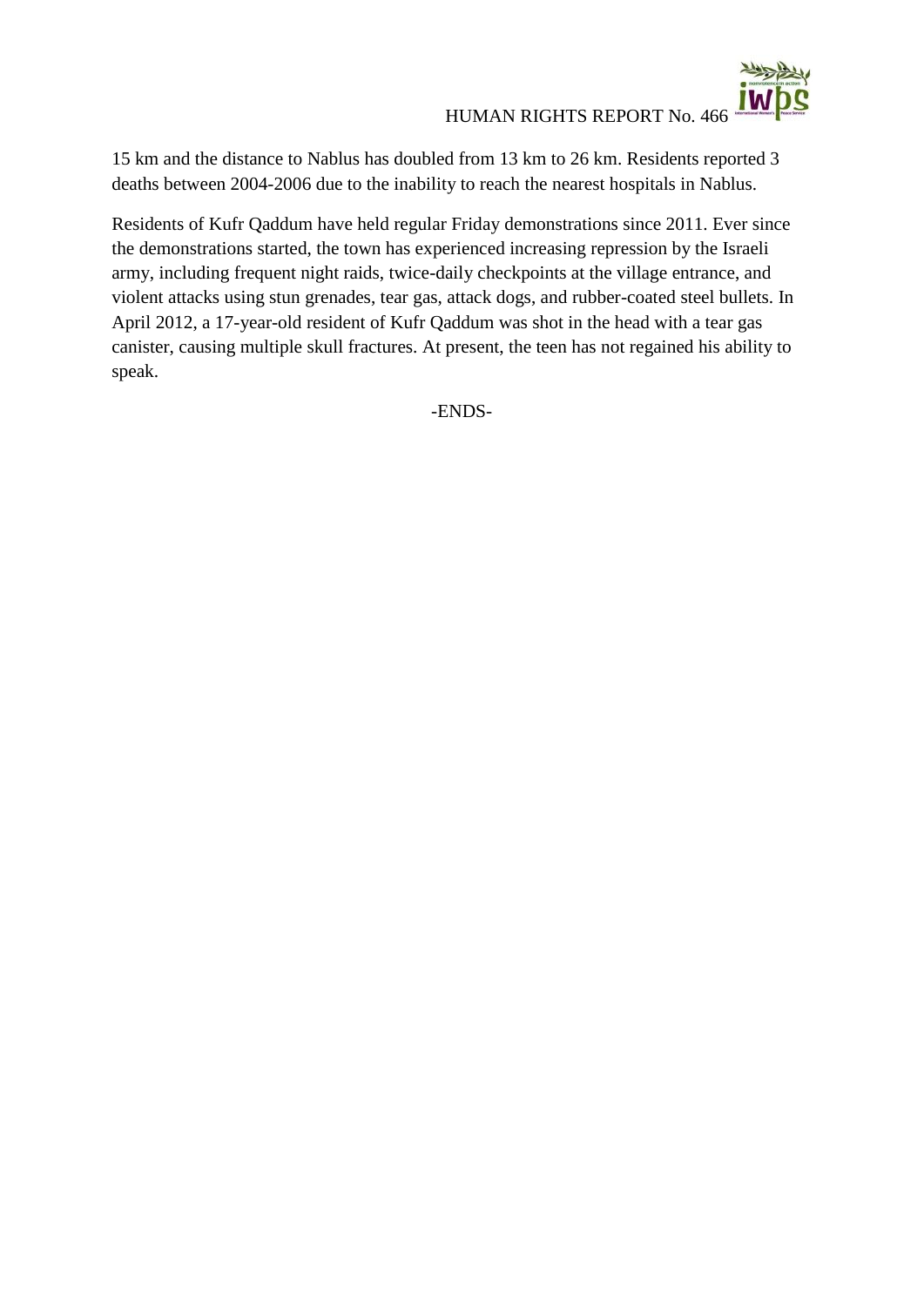15 km and the distance to Nablus has doubled from 13 km to 26 km. Residents reported 3 deaths between 2004-2006 due to the inability to reach the nearest hospitals in Nablus.

Residents of Kufr Qaddum have held regular Friday demonstrations since 2011. Ever since the demonstrations started, the town has experienced increasing repression by the Israeli army, including frequent night raids, twice-daily checkpoints at the village entrance, and violent attacks using stun grenades, tear gas, attack dogs, and rubber-coated steel bullets. In April 2012, a 17-year-old resident of Kufr Qaddum was shot in the head with a tear gas canister, causing multiple skull fractures. At present, the teen has not regained his ability to speak.

-ENDS-